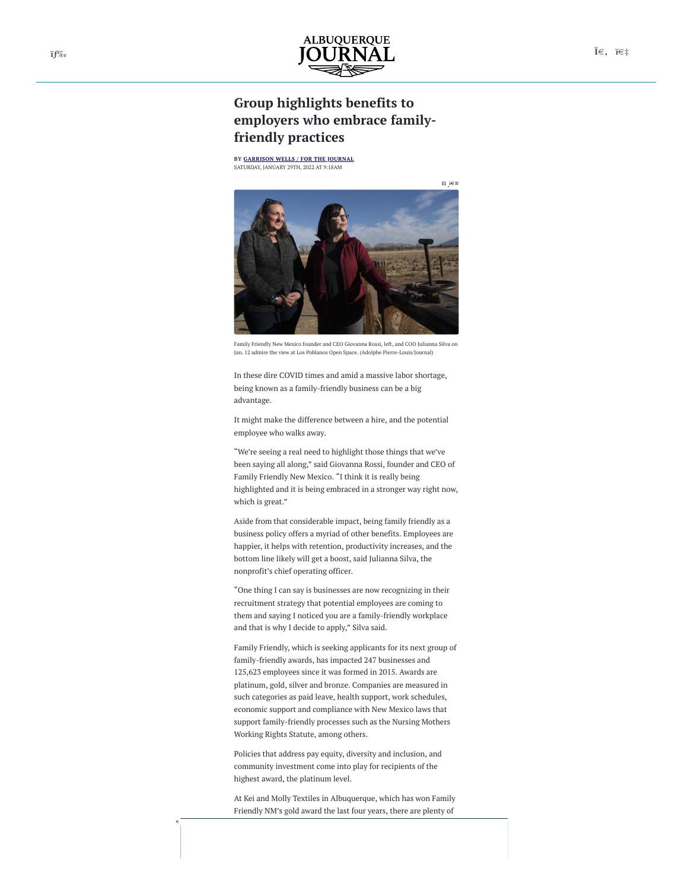# Group highlights benefits to employers who embrace family-friendly practices

BY GARRISON WELLS / FOR THE JOURNAL
SATURDAY, JANUARY 29TH, 2022 AT 9:18AM

Family Friendly New Mexico founder and CEO Giovanna Rossi, left, and COO Julianna Silva on Jan. 12 admire the view at Los Poblanos Open Space. (Adolphe Pierre-Louis/Journal)

In these dire COVID times and amid a massive labor shortage, being known as a family-friendly business can be a big advantage.

It might make the difference between a hire, and the potential employee who walks away.

"We're seeing a real need to highlight those things that we've been saying all along," said Giovanna Rossi, founder and CEO of Family Friendly New Mexico. "I think it is really being highlighted and it is being embraced in a stronger way right now, which is great."

Aside from that considerable impact, being family friendly as a business policy offers a myriad of other benefits. Employees are happier, it helps with retention, productivity increases, and the bottom line likely will get a boost, said Julianna Silva, the nonprofit's chief operating officer.

"One thing I can say is businesses are now recognizing in their recruitment strategy that potential employees are coming to them and saying I noticed you are a family-friendly workplace and that is why I decide to apply," Silva said.

Family Friendly, which is seeking applicants for its next group of family-friendly awards, has impacted 247 businesses and 125,623 employees since it was formed in 2015. Awards are platinum, gold, silver and bronze. Companies are measured in such categories as paid leave, health support, work schedules, economic support and compliance with New Mexico laws that support family-friendly processes such as the Nursing Mothers Working Rights Statute, among others.

Policies that address pay equity, diversity and inclusion, and community investment come into play for recipients of the highest award, the platinum level.

At Kei and Molly Textiles in Albuquerque, which has won Family Friendly NM's gold award the last four years, there are plenty of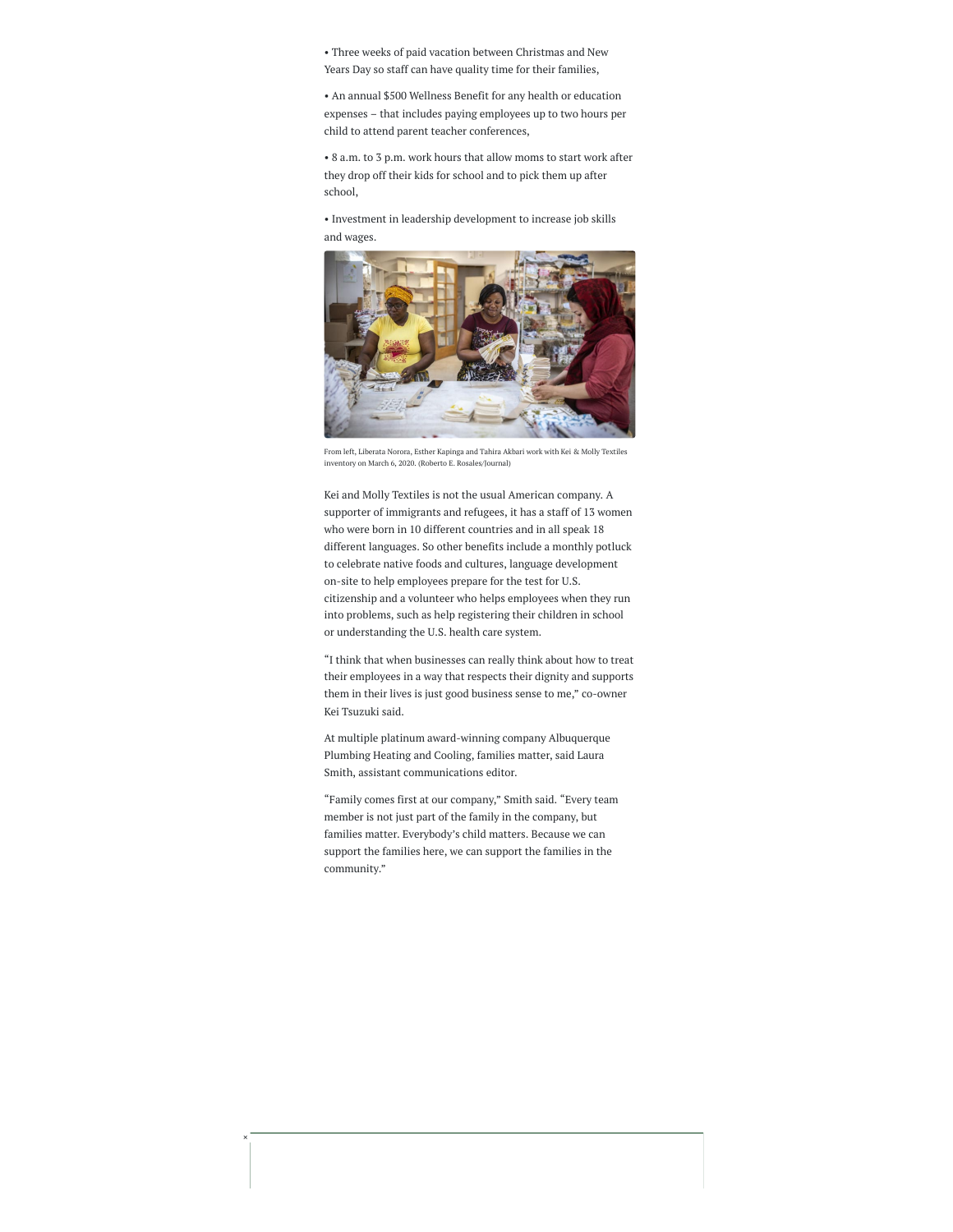• Three weeks of paid vacation between Christmas and New Years Day so staff can have quality time for their families,

• An annual $500 Wellness Benefit for any health or education expenses – that includes paying employees up to two hours per child to attend parent teacher conferences,

• 8 a.m. to 3 p.m. work hours that allow moms to start work after they drop off their kids for school and to pick them up after school,

• Investment in leadership development to increase job skills and wages.

From left, Liberata Norora, Esther Kapinga and Tahira Akbari work with Kei & Molly Textiles inventory on March 6, 2020. (Roberto E. Rosales/Journal)

Kei and Molly Textiles is not the usual American company. A supporter of immigrants and refugees, it has a staff of 13 women who were born in 10 different countries and in all speak 18 different languages. So other benefits include a monthly potluck to celebrate native foods and cultures, language development on-site to help employees prepare for the test for U.S. citizenship and a volunteer who helps employees when they run into problems, such as help registering their children in school or understanding the U.S. health care system.

"I think that when businesses can really think about how to treat their employees in a way that respects their dignity and supports them in their lives is just good business sense to me," co-owner Kei Tsuzuki said.

At multiple platinum award-winning company Albuquerque Plumbing Heating and Cooling, families matter, said Laura Smith, assistant communications editor.

"Family comes first at our company," Smith said. "Every team member is not just part of the family in the company, but families matter. Everybody's child matters. Because we can support the families here, we can support the families in the community."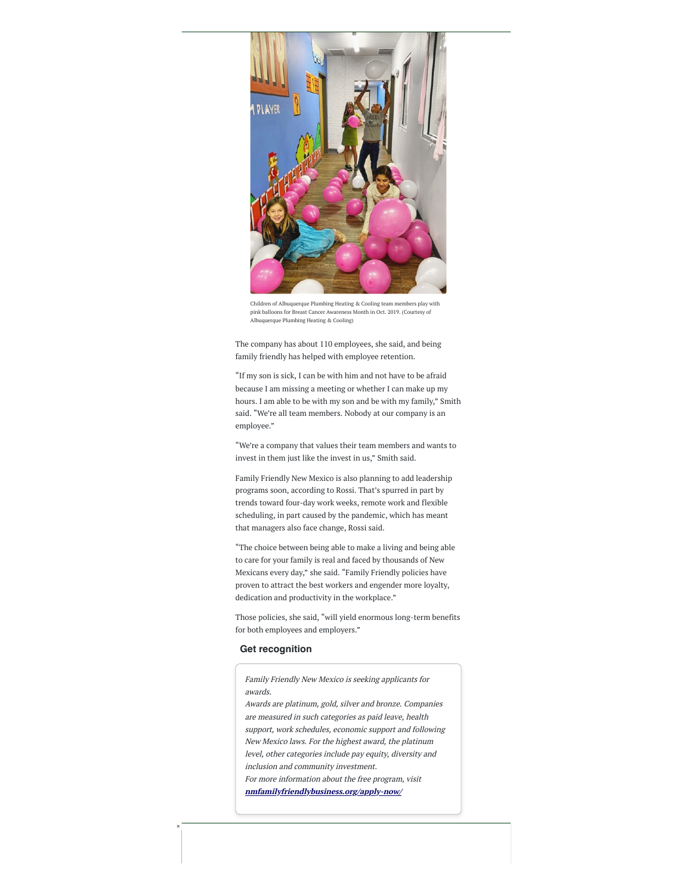Children of Albuquerque Plumbing Heating & Cooling team members play with pink balloons for Breast Cancer Awareness Month in Oct. 2019. (Courtesy of Albuquerque Plumbing Heating & Cooling)

The company has about 110 employees, she said, and being family friendly has helped with employee retention.

"If my son is sick, I can be with him and not have to be afraid because I am missing a meeting or whether I can make up my hours. I am able to be with my son and be with my family," Smith said. "We're all team members. Nobody at our company is an employee."

"We're a company that values their team members and wants to invest in them just like the invest in us," Smith said.

Family Friendly New Mexico is also planning to add leadership programs soon, according to Rossi. That's spurred in part by trends toward four-day work weeks, remote work and flexible scheduling, in part caused by the pandemic, which has meant that managers also face change, Rossi said.

"The choice between being able to make a living and being able to care for your family is real and faced by thousands of New Mexicans every day," she said. "Family Friendly policies have proven to attract the best workers and engender more loyalty, dedication and productivity in the workplace."

Those policies, she said, "will yield enormous long-term benefits for both employees and employers."

### Get recognition

*Family Friendly New Mexico is seeking applicants for awards.*
*Awards are platinum, gold, silver and bronze. Companies are measured in such categories as paid leave, health support, work schedules, economic support and following New Mexico laws. For the highest award, the platinum level, other categories include pay equity, diversity and inclusion and community investment.*
*For more information about the free program, visit* ***nmfamilyfriendlybusiness.org/apply-now/***